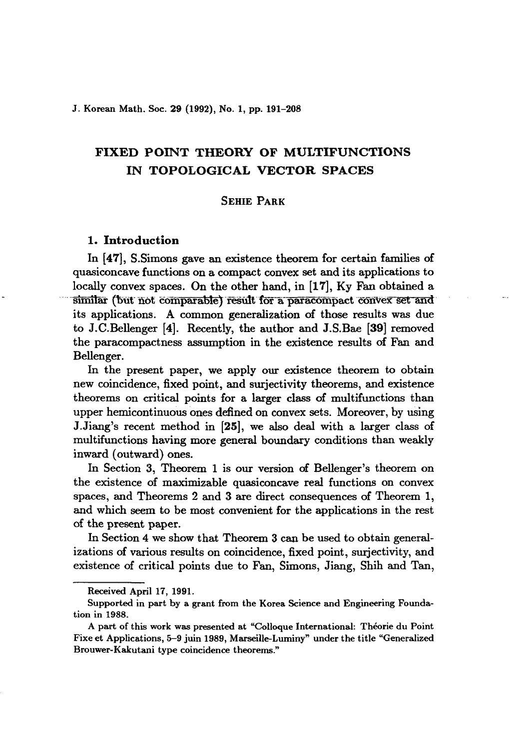# FIXED POINT THEORY OF MULTIFUNCTIONS IN TOPOLOGICAL VECTOR SPACES

SEHIE PARK

## 1. Introduction

In [47], S.Simons gave an existence theorem for certain families of quasiconcave functions on a compact convex set and its applications to locally convex spaces. On the other hand, in [17], Ky Fan obtained a similar (but not comparable) result for a paracompact convex set and its applications. A common generalization of those results was due to J.C.Bellenger [4]. Recently, the author and J.S.Bae [39] removed the paracompactness assumption in the existence results of Fan and Bellenger.

In the present paper, we apply our existence theorem to obtain new coincidence, fixed point, and surjectivity theorems, and existence theorems on critical points for a larger class of multifunctions than upper hemicontinuous ones defined on convex sets. Moreover, by using J.Jiang's recent method in [25], we also deal with a larger class of multifunctions having more general boundary conditions than weakly inward (outward) ones.

In Section 3, Theorem 1 is our version of Bellenger's theorem on the existence of maximizable quasiconcave real functions on convex spaces, and Theorems 2 and 3 are direct consequences of Theorem 1, and which seem to be most convenient for the applications in the rest of the present paper.

In Section 4 we show that Theorem 3 can be used to obtain generalizations of various results on coincidence, fixed point, surjectivity, and existence of critical points due to Fan, Simons, Jiang, Shih and Tan,

---

Received April 17, 1991.

Supported in part by a grant from the Korea Science and Engineering Foundation in 1988.

A part of this work was presented at "Colloque International: Théorie du Point Fixe et Applications, 5–9 juin 1989, Marseille-Luminy" under the title "Generalized Brouwer-Kakutani type coincidence theorems."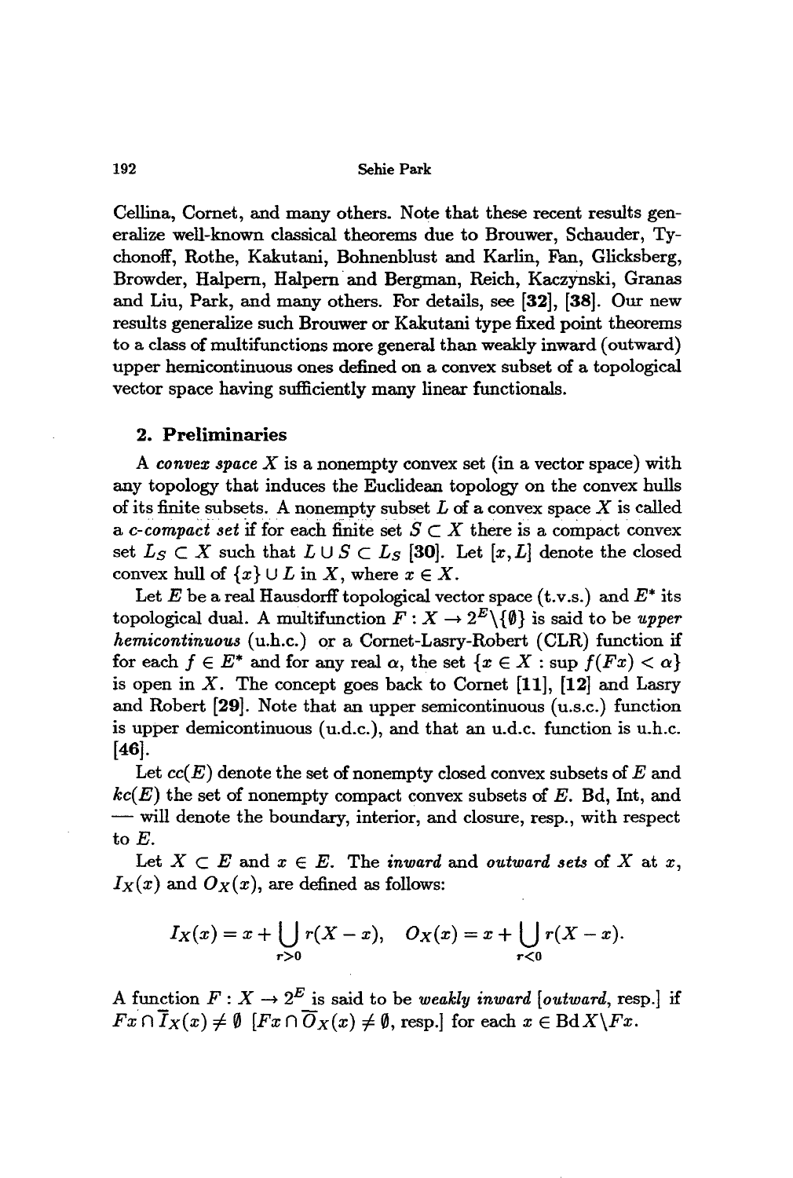Cellina, Cornet, and many others. Note that these recent results generalize well-known classical theorems due to Brouwer, Schauder, Tychonoff, Rothe, Kakutani, Bohnenblust and Karlin, Fan, Glicksberg, Browder, Halpern, Halpern and Bergman, Reich, Kaczyński, Granas and Liu, Park, and many others. For details, see **[32]**, **[38]**. Our new results generalize such Brouwer or Kakutani type fixed point theorems to a class of multifunctions more general than weakly inward (outward) upper hemicontinuous ones defined on a convex subset of a topological vector space having sufficiently many linear functionals.

## 2. Preliminaries

A *convex space* $X$ is a nonempty convex set (in a vector space) with any topology that induces the Euclidean topology on the convex hulls of its finite subsets. A nonempty subset $L$ of a convex space $X$ is called a *c-compact set* if for each finite set $S \subset X$ there is a compact convex set $L_S \subset X$ such that $L \cup S \subset L_S$ **[30]**. Let $[x, L]$ denote the closed convex hull of $\{x\} \cup L$ in $X$, where $x \in X$.

Let $E$ be a real Hausdorff topological vector space (t.v.s.) and $E^*$ its topological dual. A multifunction $F : X \to 2^E \backslash \{\emptyset\}$ is said to be *upper hemicontinuous* (u.h.c.) or a Cornet-Lasry-Robert (CLR) function if for each $f \in E^*$ and for any real $\alpha$, the set $\{x \in X : \sup f(Fx) < \alpha\}$ is open in $X$. The concept goes back to Cornet **[11]**, **[12]** and Lasry and Robert **[29]**. Note that an upper semicontinuous (u.s.c.) function is upper demicontinuous (u.d.c.), and that an u.d.c. function is u.h.c. **[46]**.

Let $cc(E)$ denote the set of nonempty closed convex subsets of $E$ and $kc(E)$ the set of nonempty compact convex subsets of $E$. Bd, Int, and — will denote the boundary, interior, and closure, resp., with respect to $E$.

Let $X \subset E$ and $x \in E$. The *inward* and *outward sets* of $X$ at $x$, $I_X(x)$ and $O_X(x)$, are defined as follows:

$$I_X(x) = x + \bigcup_{r>0} r(X - x), \quad O_X(x) = x + \bigcup_{r<0} r(X - x).$$

A function $F : X \to 2^E$ is said to be *weakly inward* [*outward*, resp.] if $Fx \cap \overline{I}_X(x) \neq \emptyset$ [$Fx \cap \overline{O}_X(x) \neq \emptyset$, resp.] for each $x \in \operatorname{Bd} X \backslash Fx$.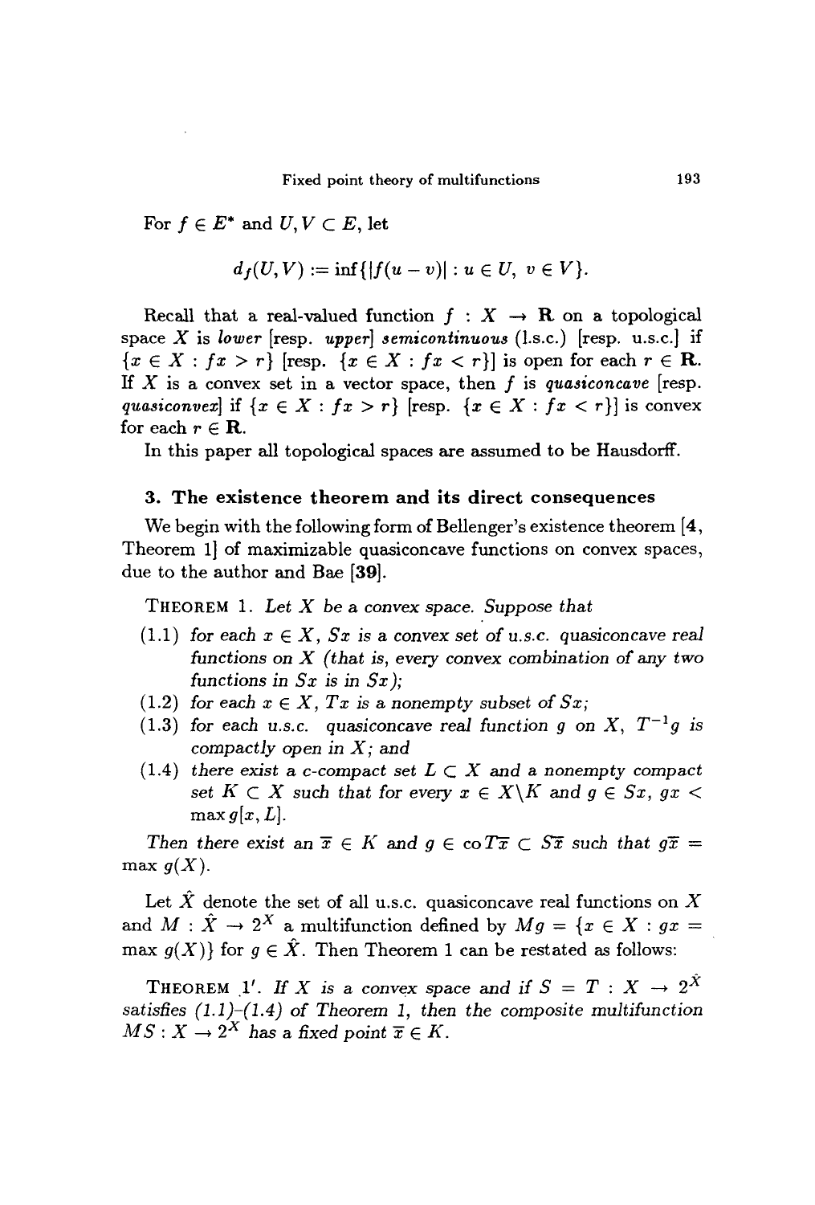For $f \in E^*$ and $U, V \subset E$, let

$$d_f(U,V) := \inf\{|f(u-v)| : u \in U,\ v \in V\}.$$

Recall that a real-valued function $f : X \to \mathbf{R}$ on a topological space $X$ is *lower* [resp. *upper*] *semicontinuous* (l.s.c.) [resp. u.s.c.] if $\{x \in X : fx > r\}$ [resp. $\{x \in X : fx < r\}$] is open for each $r \in \mathbf{R}$. If $X$ is a convex set in a vector space, then $f$ is *quasiconcave* [resp. *quasiconvex*] if $\{x \in X : fx > r\}$ [resp. $\{x \in X : fx < r\}$] is convex for each $r \in \mathbf{R}$.

In this paper all topological spaces are assumed to be Hausdorff.

## 3. The existence theorem and its direct consequences

We begin with the following form of Bellenger's existence theorem [**4**, Theorem 1] of maximizable quasiconcave functions on convex spaces, due to the author and Bae [**39**].

THEOREM 1. *Let $X$ be a convex space. Suppose that*

- (1.1) *for each $x \in X$, $Sx$ is a convex set of u.s.c. quasiconcave real functions on $X$ (that is, every convex combination of any two functions in $Sx$ is in $Sx$);*
- (1.2) *for each $x \in X$, $Tx$ is a nonempty subset of $Sx$;*
- (1.3) *for each u.s.c. quasiconcave real function $g$ on $X$, $T^{-1}g$ is compactly open in $X$; and*
- (1.4) *there exist a c-compact set $L \subset X$ and a nonempty compact set $K \subset X$ such that for every $x \in X \backslash K$ and $g \in Sx$, $gx < \max g[x, L]$.*

*Then there exist an $\overline{x} \in K$ and $g \in \operatorname{co} T\overline{x} \subset S\overline{x}$ such that $g\overline{x} = \max g(X)$.*

Let $\hat{X}$ denote the set of all u.s.c. quasiconcave real functions on $X$ and $M : \hat{X} \to 2^X$ a multifunction defined by $Mg = \{x \in X : gx = \max g(X)\}$ for $g \in \hat{X}$. Then Theorem 1 can be restated as follows:

THEOREM 1′. *If $X$ is a convex space and if $S = T : X \to 2^{\hat{X}}$ satisfies (1.1)–(1.4) of Theorem 1, then the composite multifunction $MS : X \to 2^X$ has a fixed point $\overline{x} \in K$.*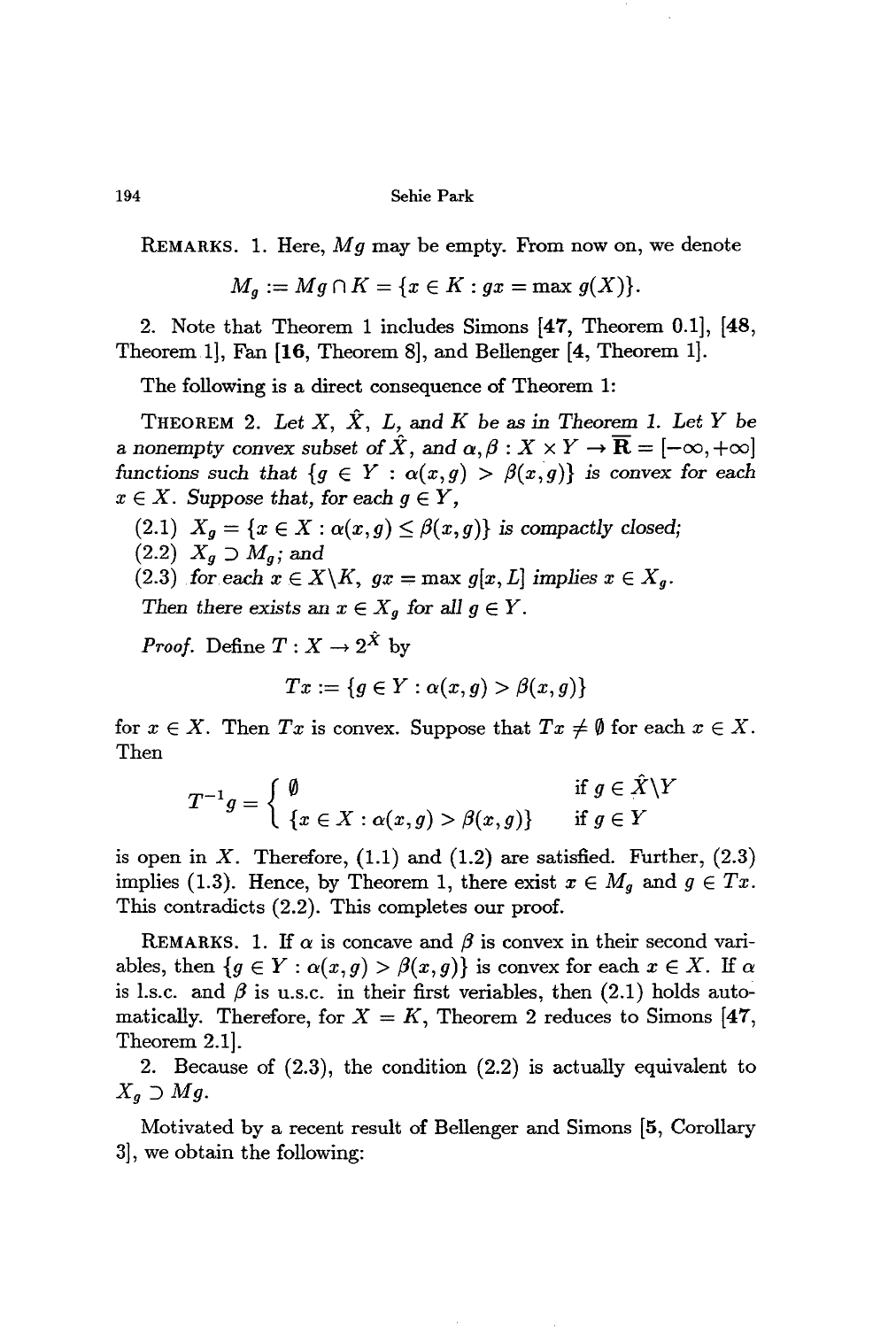REMARKS. 1. Here, $Mg$ may be empty. From now on, we denote

$$M_g := Mg \cap K = \{x \in K : gx = \max g(X)\}.$$

2. Note that Theorem 1 includes Simons [**47**, Theorem 0.1], [**48**, Theorem 1], Fan [**16**, Theorem 8], and Bellenger [**4**, Theorem 1].

The following is a direct consequence of Theorem 1:

THEOREM 2. *Let $X$, $\hat{X}$, $L$, and $K$ be as in Theorem 1. Let $Y$ be a nonempty convex subset of $\hat{X}$, and $\alpha, \beta : X \times Y \to \overline{\mathbf{R}} = [-\infty, +\infty]$ functions such that $\{g \in Y : \alpha(x,g) > \beta(x,g)\}$ is convex for each $x \in X$. Suppose that, for each $g \in Y$,*

(2.1) *$X_g = \{x \in X : \alpha(x,g) \leq \beta(x,g)\}$ is compactly closed;*
(2.2) *$X_g \supset M_g$; and*
(2.3) *for each $x \in X \backslash K$, $gx = \max g[x, L]$ implies $x \in X_g$.*

*Then there exists an $x \in X_g$ for all $g \in Y$.*

*Proof.* Define $T : X \to 2^{\hat{X}}$ by

$$Tx := \{g \in Y : \alpha(x,g) > \beta(x,g)\}$$

for $x \in X$. Then $Tx$ is convex. Suppose that $Tx \neq \emptyset$ for each $x \in X$. Then

$$T^{-1}g = \begin{cases} \emptyset & \text{if } g \in \hat{X}\backslash Y \\ \{x \in X : \alpha(x,g) > \beta(x,g)\} & \text{if } g \in Y \end{cases}$$

is open in $X$. Therefore, (1.1) and (1.2) are satisfied. Further, (2.3) implies (1.3). Hence, by Theorem 1, there exist $x \in M_g$ and $g \in Tx$. This contradicts (2.2). This completes our proof.

REMARKS. 1. If $\alpha$ is concave and $\beta$ is convex in their second variables, then $\{g \in Y : \alpha(x,g) > \beta(x,g)\}$ is convex for each $x \in X$. If $\alpha$ is l.s.c. and $\beta$ is u.s.c. in their first veriables, then (2.1) holds automatically. Therefore, for $X = K$, Theorem 2 reduces to Simons [**47**, Theorem 2.1].

2. Because of (2.3), the condition (2.2) is actually equivalent to $X_g \supset Mg$.

Motivated by a recent result of Bellenger and Simons [**5**, Corollary 3], we obtain the following: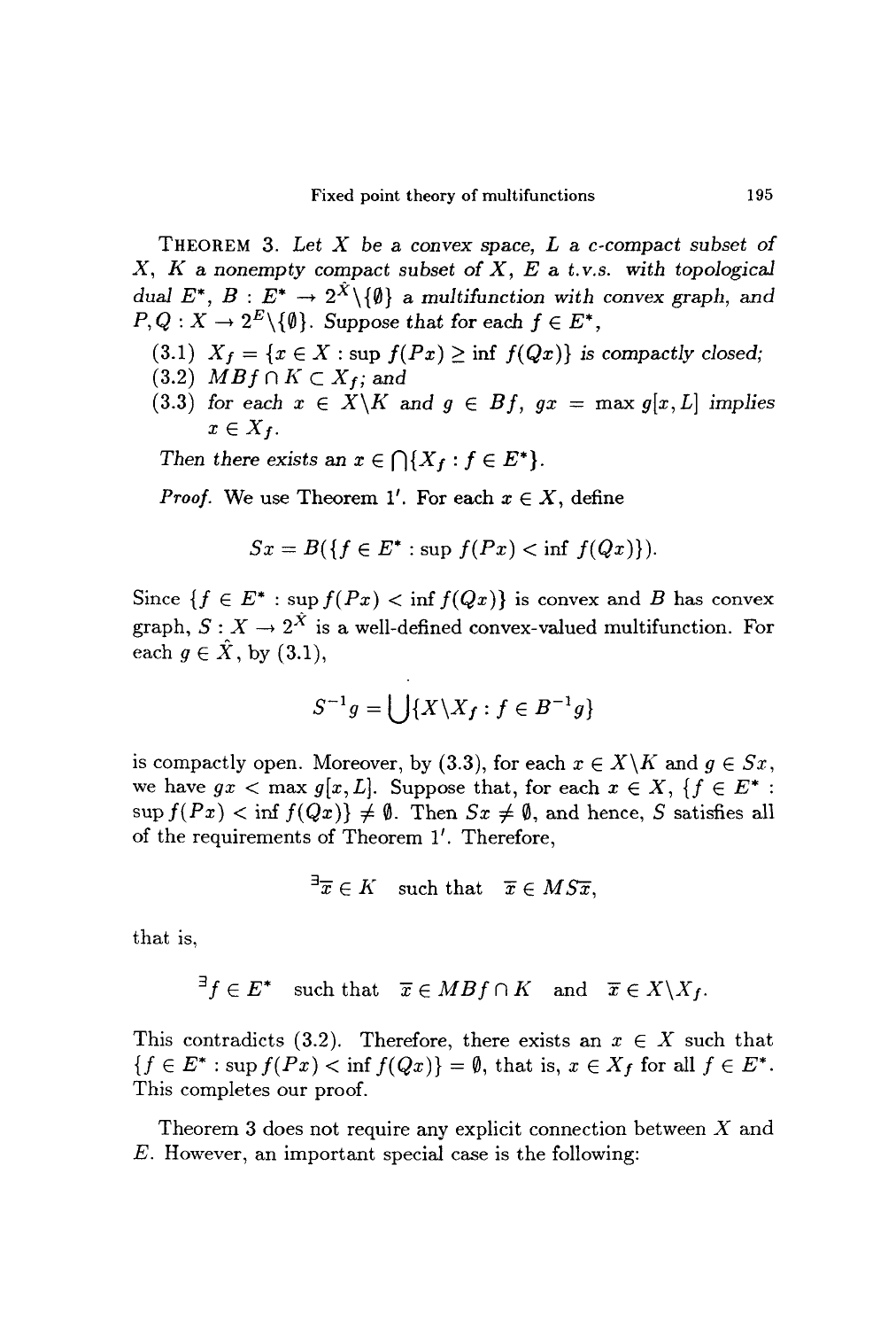**Theorem 3.** *Let $X$ be a convex space, $L$ a c-compact subset of $X$, $K$ a nonempty compact subset of $X$, $E$ a t.v.s. with topological dual $E^*$, $B : E^* \to 2^{\hat{X}} \backslash \{\emptyset\}$ a multifunction with convex graph, and $P, Q : X \to 2^E \backslash \{\emptyset\}$. Suppose that for each $f \in E^*$,*

(3.1) *$X_f = \{x \in X : \sup f(Px) \geq \inf f(Qx)\}$ is compactly closed;*

(3.2) *$MBf \cap K \subset X_f$; and*

(3.3) *for each $x \in X \backslash K$ and $g \in Bf$, $gx = \max g[x, L]$ implies $x \in X_f$.*

*Then there exists an $x \in \bigcap \{X_f : f \in E^*\}$.*

*Proof.* We use Theorem 1′. For each $x \in X$, define

$$Sx = B(\{f \in E^* : \sup f(Px) < \inf f(Qx)\}).$$

Since $\{f \in E^* : \sup f(Px) < \inf f(Qx)\}$ is convex and $B$ has convex graph, $S : X \to 2^{\hat{X}}$ is a well-defined convex-valued multifunction. For each $g \in \hat{X}$, by (3.1),

$$S^{-1}g = \bigcup \{X \backslash X_f : f \in B^{-1}g\}$$

is compactly open. Moreover, by (3.3), for each $x \in X \backslash K$ and $g \in Sx$, we have $gx < \max g[x, L]$. Suppose that, for each $x \in X$, $\{f \in E^* : \sup f(Px) < \inf f(Qx)\} \neq \emptyset$. Then $Sx \neq \emptyset$, and hence, $S$ satisfies all of the requirements of Theorem 1′. Therefore,

$$\exists \overline{x} \in K \quad \text{such that} \quad \overline{x} \in MS\overline{x},$$

that is,

$$\exists f \in E^* \quad \text{such that} \quad \overline{x} \in MBf \cap K \quad \text{and} \quad \overline{x} \in X \backslash X_f.$$

This contradicts (3.2). Therefore, there exists an $x \in X$ such that $\{f \in E^* : \sup f(Px) < \inf f(Qx)\} = \emptyset$, that is, $x \in X_f$ for all $f \in E^*$. This completes our proof.

Theorem 3 does not require any explicit connection between $X$ and $E$. However, an important special case is the following: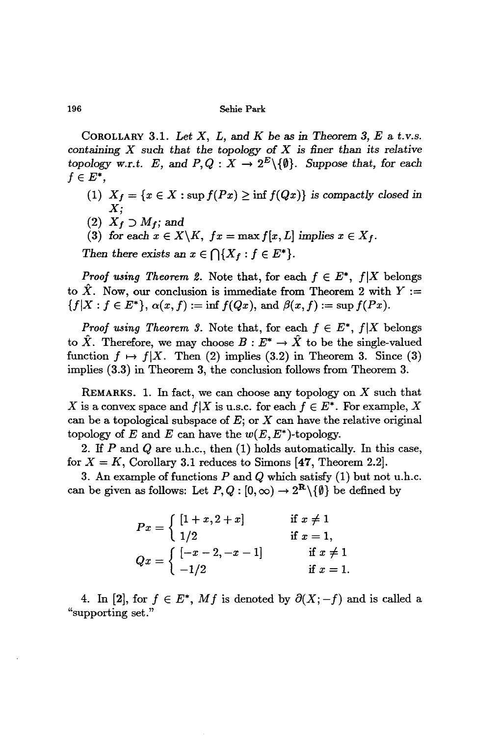COROLLARY 3.1. *Let $X$, $L$, and $K$ be as in Theorem 3, $E$ a t.v.s. containing $X$ such that the topology of $X$ is finer than its relative topology w.r.t. $E$, and $P, Q : X \to 2^E \backslash \{\emptyset\}$. Suppose that, for each $f \in E^*$,*

(1) *$X_f = \{x \in X : \sup f(Px) \geq \inf f(Qx)\}$ is compactly closed in $X$;*
(2) *$X_f \supset M_f$; and*
(3) *for each $x \in X \backslash K$, $fx = \max f[x, L]$ implies $x \in X_f$.*

*Then there exists an $x \in \bigcap\{X_f : f \in E^*\}$.*

*Proof using Theorem 2.* Note that, for each $f \in E^*$, $f|X$ belongs to $\hat{X}$. Now, our conclusion is immediate from Theorem 2 with $Y := \{f|X : f \in E^*\}$, $\alpha(x, f) := \inf f(Qx)$, and $\beta(x, f) := \sup f(Px)$.

*Proof using Theorem 3.* Note that, for each $f \in E^*$, $f|X$ belongs to $\hat{X}$. Therefore, we may choose $B : E^* \to \hat{X}$ to be the single-valued function $f \mapsto f|X$. Then (2) implies (3.2) in Theorem 3. Since (3) implies (3.3) in Theorem 3, the conclusion follows from Theorem 3.

REMARKS. 1. In fact, we can choose any topology on $X$ such that $X$ is a convex space and $f|X$ is u.s.c. for each $f \in E^*$. For example, $X$ can be a topological subspace of $E$; or $X$ can have the relative original topology of $E$ and $E$ can have the $w(E, E^*)$-topology.

2. If $P$ and $Q$ are u.h.c., then (1) holds automatically. In this case, for $X = K$, Corollary 3.1 reduces to Simons [47, Theorem 2.2].

3. An example of functions $P$ and $Q$ which satisfy (1) but not u.h.c. can be given as follows: Let $P, Q : [0, \infty) \to 2^{\mathbf{R}} \backslash \{\emptyset\}$ be defined by

$$Px = \begin{cases} [1 + x, 2 + x] & \text{if } x \neq 1 \\ 1/2 & \text{if } x = 1, \end{cases}$$

$$Qx = \begin{cases} [-x - 2, -x - 1] & \text{if } x \neq 1 \\ -1/2 & \text{if } x = 1. \end{cases}$$

4. In [2], for $f \in E^*$, $Mf$ is denoted by $\partial(X; -f)$ and is called a "supporting set."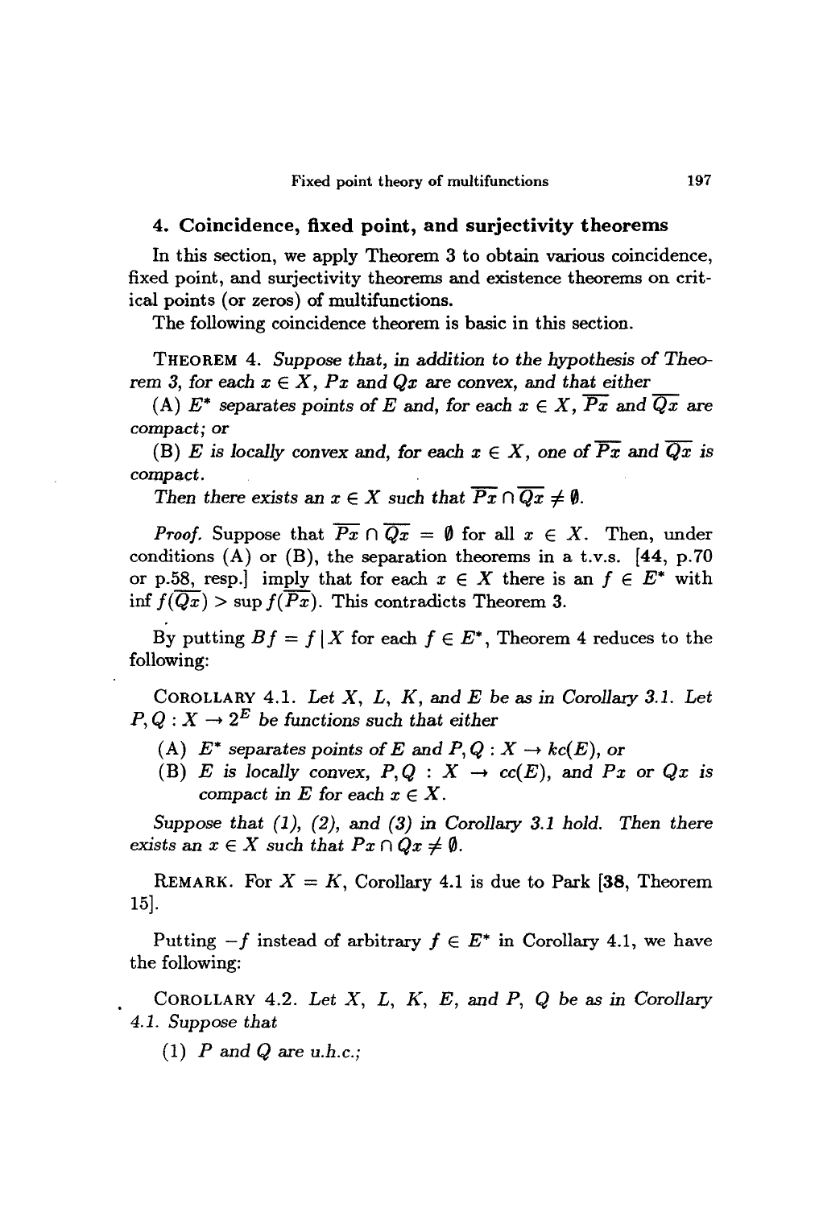## 4. Coincidence, fixed point, and surjectivity theorems

In this section, we apply Theorem 3 to obtain various coincidence, fixed point, and surjectivity theorems and existence theorems on critical points (or zeros) of multifunctions.

The following coincidence theorem is basic in this section.

THEOREM 4. *Suppose that, in addition to the hypothesis of Theorem 3, for each $x \in X$, $Px$ and $Qx$ are convex, and that either*

(A) *$E^*$ separates points of $E$ and, for each $x \in X$, $\overline{Px}$ and $\overline{Qx}$ are compact; or*

(B) *$E$ is locally convex and, for each $x \in X$, one of $\overline{Px}$ and $\overline{Qx}$ is compact.*

*Then there exists an $x \in X$ such that $\overline{Px} \cap \overline{Qx} \neq \emptyset$.*

*Proof.* Suppose that $\overline{Px} \cap \overline{Qx} = \emptyset$ for all $x \in X$. Then, under conditions (A) or (B), the separation theorems in a t.v.s. [**44**, p.70 or p.58, resp.] imply that for each $x \in X$ there is an $f \in E^*$ with $\inf f(\overline{Qx}) > \sup f(\overline{Px})$. This contradicts Theorem 3.

By putting $Bf = f \,|\, X$ for each $f \in E^*$, Theorem 4 reduces to the following:

COROLLARY 4.1. *Let $X$, $L$, $K$, and $E$ be as in Corollary 3.1. Let $P, Q : X \to 2^E$ be functions such that either*

(A) *$E^*$ separates points of $E$ and $P, Q : X \to kc(E)$, or*

(B) *$E$ is locally convex, $P, Q : X \to cc(E)$, and $Px$ or $Qx$ is compact in $E$ for each $x \in X$.*

*Suppose that (1), (2), and (3) in Corollary 3.1 hold. Then there exists an $x \in X$ such that $Px \cap Qx \neq \emptyset$.*

REMARK. For $X = K$, Corollary 4.1 is due to Park [**38**, Theorem 15].

Putting $-f$ instead of arbitrary $f \in E^*$ in Corollary 4.1, we have the following:

COROLLARY 4.2. *Let $X$, $L$, $K$, $E$, and $P$, $Q$ be as in Corollary 4.1. Suppose that*

(1) *$P$ and $Q$ are u.h.c.;*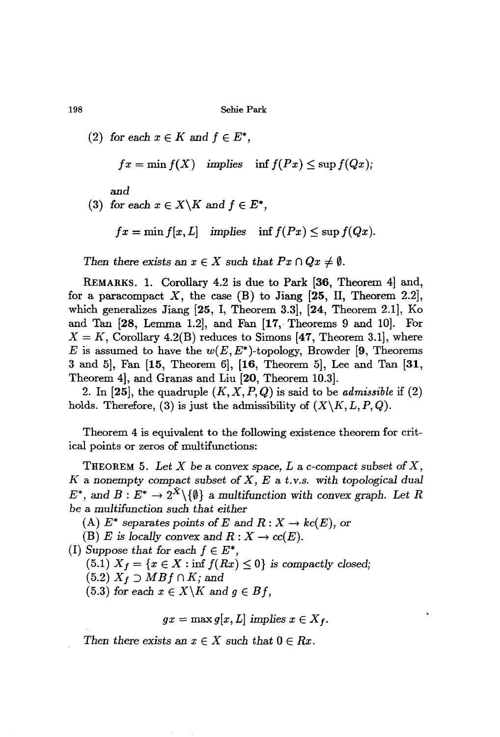(2) *for each* $x \in K$ *and* $f \in E^*$,

$$fx = \min f(X) \quad \textit{implies} \quad \inf f(Px) \leq \sup f(Qx);$$

*and*

(3) *for each* $x \in X \backslash K$ *and* $f \in E^*$,

$$fx = \min f[x, L] \quad \textit{implies} \quad \inf f(Px) \leq \sup f(Qx).$$

*Then there exists an* $x \in X$ *such that* $Px \cap Qx \neq \emptyset$.

REMARKS. 1. Corollary 4.2 is due to Park [**36**, Theorem 4] and, for a paracompact $X$, the case (B) to Jiang [**25**, II, Theorem 2.2], which generalizes Jiang [**25**, I, Theorem 3.3], [**24**, Theorem 2.1], Ko and Tan [**28**, Lemma 1.2], and Fan [**17**, Theorems 9 and 10]. For $X = K$, Corollary 4.2(B) reduces to Simons [**47**, Theorem 3.1], where $E$ is assumed to have the $w(E, E^*)$-topology, Browder [**9**, Theorems 3 and 5], Fan [**15**, Theorem 6], [**16**, Theorem 5], Lee and Tan [**31**, Theorem 4], and Granas and Liu [**20**, Theorem 10.3].

2. In [**25**], the quadruple $(K, X, P, Q)$ is said to be *admissible* if (2) holds. Therefore, (3) is just the admissibility of $(X \backslash K, L, P, Q)$.

Theorem 4 is equivalent to the following existence theorem for critical points or zeros of multifunctions:

THEOREM 5. *Let* $X$ *be a convex space,* $L$ *a c-compact subset of* $X$, $K$ *a nonempty compact subset of* $X$, $E$ *a t.v.s. with topological dual* $E^*$, *and* $B : E^* \to 2^X \backslash \{\emptyset\}$ *a multifunction with convex graph. Let* $R$ *be a multifunction such that either*

(A) $E^*$ *separates points of* $E$ *and* $R : X \to kc(E)$, *or*

(B) $E$ *is locally convex and* $R : X \to cc(E)$.

(I) *Suppose that for each* $f \in E^*$,

(5.1) $X_f = \{x \in X : \inf f(Rx) \leq 0\}$ *is compactly closed;*

(5.2) $X_f \supset MBf \cap K$; *and*

(5.3) *for each* $x \in X \backslash K$ *and* $g \in Bf$,

$$gx = \max g[x, L] \textit{ implies } x \in X_f.$$

*Then there exists an* $x \in X$ *such that* $0 \in Rx$.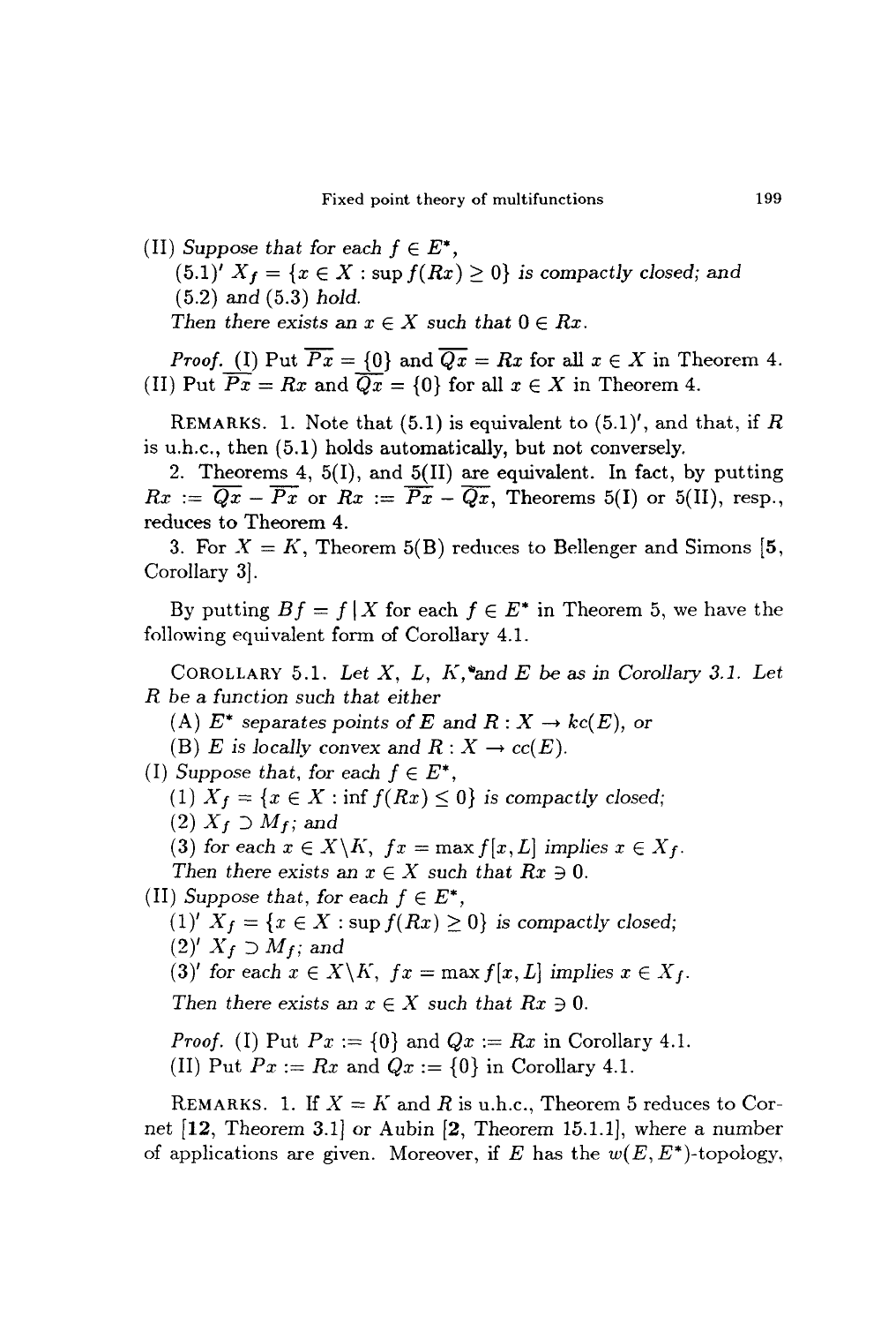(II) *Suppose that for each* $f \in E^*$,

(5.1)′ $X_f = \{x \in X : \sup f(Rx) \geq 0\}$ *is compactly closed; and*

(5.2) *and* (5.3) *hold.*

*Then there exists an* $x \in X$ *such that* $0 \in Rx$.

*Proof.* (I) Put $\overline{Px} = \{0\}$ and $\overline{Qx} = Rx$ for all $x \in X$ in Theorem 4. (II) Put $\overline{Px} = Rx$ and $\overline{Qx} = \{0\}$ for all $x \in X$ in Theorem 4.

REMARKS. 1. Note that (5.1) is equivalent to (5.1)′, and that, if $R$ is u.h.c., then (5.1) holds automatically, but not conversely.

2. Theorems 4, 5(I), and 5(II) are equivalent. In fact, by putting $Rx := \overline{Qx} - \overline{Px}$ or $Rx := \overline{Px} - \overline{Qx}$, Theorems 5(I) or 5(II), resp., reduces to Theorem 4.

3. For $X = K$, Theorem 5(B) reduces to Bellenger and Simons [**5**, Corollary 3].

By putting $Bf = f \mid X$ for each $f \in E^*$ in Theorem 5, we have the following equivalent form of Corollary 4.1.

COROLLARY 5.1. *Let* $X$, $L$, $K$, *and* $E$ *be as in Corollary 3.1. Let* $R$ *be a function such that either*

(A) $E^*$ *separates points of* $E$ *and* $R : X \to kc(E)$, *or*

(B) $E$ *is locally convex and* $R : X \to cc(E)$.

(I) *Suppose that, for each* $f \in E^*$,

(1) $X_f = \{x \in X : \inf f(Rx) \leq 0\}$ *is compactly closed;*

(2) $X_f \supset M_f$; *and*

(3) *for each* $x \in X \backslash K$, $fx = \max f[x, L]$ *implies* $x \in X_f$.

*Then there exists an* $x \in X$ *such that* $Rx \ni 0$.

(II) *Suppose that, for each* $f \in E^*$,

(1)′ $X_f = \{x \in X : \sup f(Rx) \geq 0\}$ *is compactly closed;*

(2)′ $X_f \supset M_f$; *and*

(3)′ *for each* $x \in X \backslash K$, $fx = \max f[x, L]$ *implies* $x \in X_f$.

*Then there exists an* $x \in X$ *such that* $Rx \ni 0$.

*Proof.* (I) Put $Px := \{0\}$ and $Qx := Rx$ in Corollary 4.1.
(II) Put $Px := Rx$ and $Qx := \{0\}$ in Corollary 4.1.

REMARKS. 1. If $X = K$ and $R$ is u.h.c., Theorem 5 reduces to Cornet [**12**, Theorem 3.1] or Aubin [**2**, Theorem 15.1.1], where a number of applications are given. Moreover, if $E$ has the $w(E, E^*)$-topology,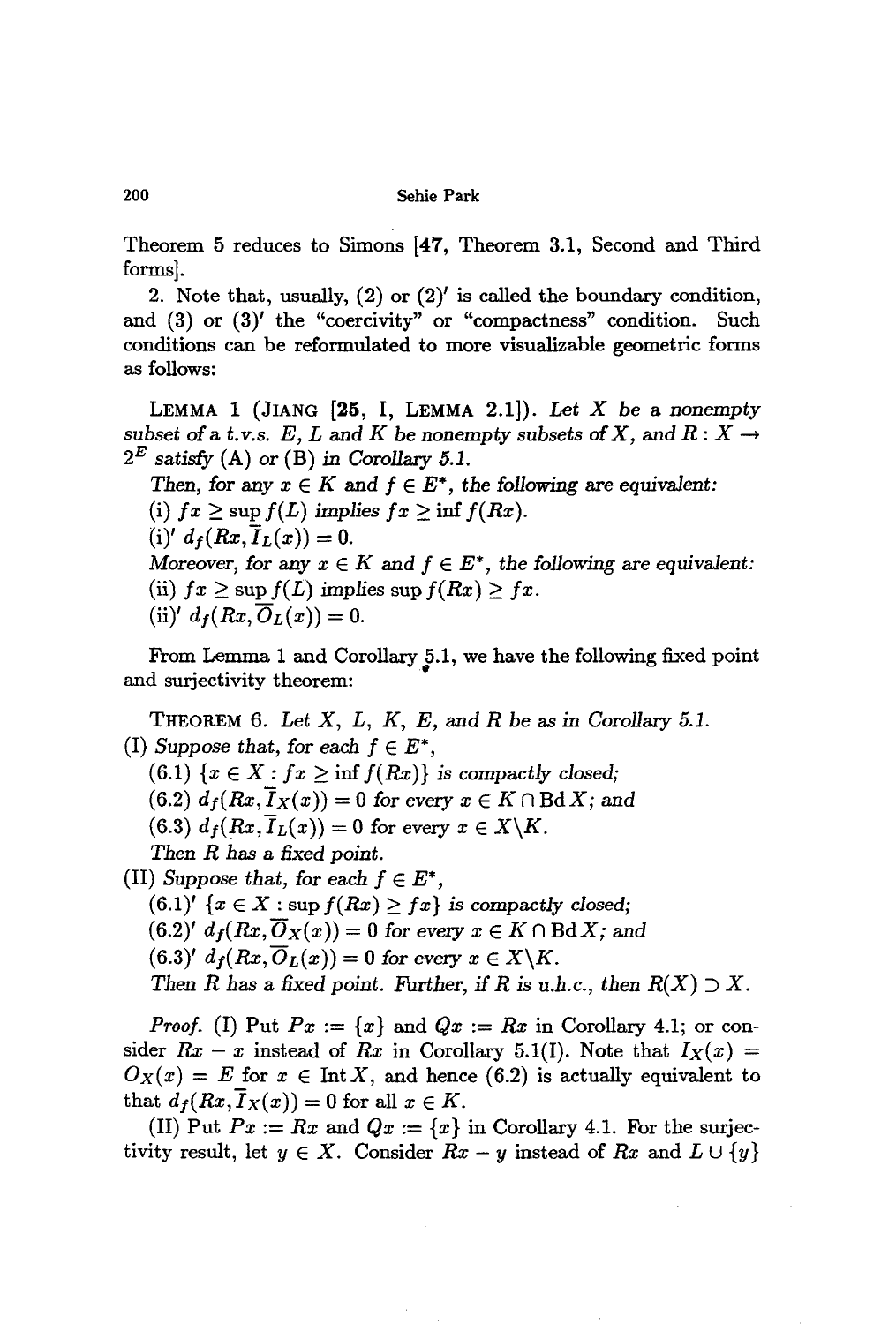Theorem 5 reduces to Simons [47, Theorem 3.1, Second and Third forms].

2. Note that, usually, (2) or (2)′ is called the boundary condition, and (3) or (3)′ the "coercivity" or "compactness" condition. Such conditions can be reformulated to more visualizable geometric forms as follows:

LEMMA 1 (JIANG [25, I, LEMMA 2.1]). *Let $X$ be a nonempty subset of a t.v.s. $E$, $L$ and $K$ be nonempty subsets of $X$, and $R : X \to 2^E$ satisfy* (A) *or* (B) *in Corollary 5.1.*

*Then, for any $x \in K$ and $f \in E^*$, the following are equivalent:*

(i) *$fx \geq \sup f(L)$ implies $fx \geq \inf f(Rx)$.*

(i)′ *$d_f(Rx, \overline{I}_L(x)) = 0$.*

*Moreover, for any $x \in K$ and $f \in E^*$, the following are equivalent:*

(ii) *$fx \geq \sup f(L)$ implies $\sup f(Rx) \geq fx$.*

(ii)′ *$d_f(Rx, \overline{O}_L(x)) = 0$.*

From Lemma 1 and Corollary 5.1, we have the following fixed point and surjectivity theorem:

THEOREM 6. *Let $X$, $L$, $K$, $E$, and $R$ be as in Corollary 5.1.*

(I) *Suppose that, for each $f \in E^*$,*

(6.1) *$\{x \in X : fx \geq \inf f(Rx)\}$ is compactly closed;*

(6.2) *$d_f(Rx, \overline{I}_X(x)) = 0$ for every $x \in K \cap \operatorname{Bd} X$; and*

(6.3) *$d_f(Rx, \overline{I}_L(x)) = 0$ for every $x \in X \backslash K$.*

*Then $R$ has a fixed point.*

(II) *Suppose that, for each $f \in E^*$,*

(6.1)′ *$\{x \in X : \sup f(Rx) \geq fx\}$ is compactly closed;*

(6.2)′ *$d_f(Rx, \overline{O}_X(x)) = 0$ for every $x \in K \cap \operatorname{Bd} X$; and*

(6.3)′ *$d_f(Rx, \overline{O}_L(x)) = 0$ for every $x \in X \backslash K$.*

*Then $R$ has a fixed point. Further, if $R$ is u.h.c., then $R(X) \supset X$.*

*Proof.* (I) Put $Px := \{x\}$ and $Qx := Rx$ in Corollary 4.1; or consider $Rx - x$ instead of $Rx$ in Corollary 5.1(I). Note that $I_X(x) = O_X(x) = E$ for $x \in \operatorname{Int} X$, and hence (6.2) is actually equivalent to that $d_f(Rx, \overline{I}_X(x)) = 0$ for all $x \in K$.

(II) Put $Px := Rx$ and $Qx := \{x\}$ in Corollary 4.1. For the surjectivity result, let $y \in X$. Consider $Rx - y$ instead of $Rx$ and $L \cup \{y\}$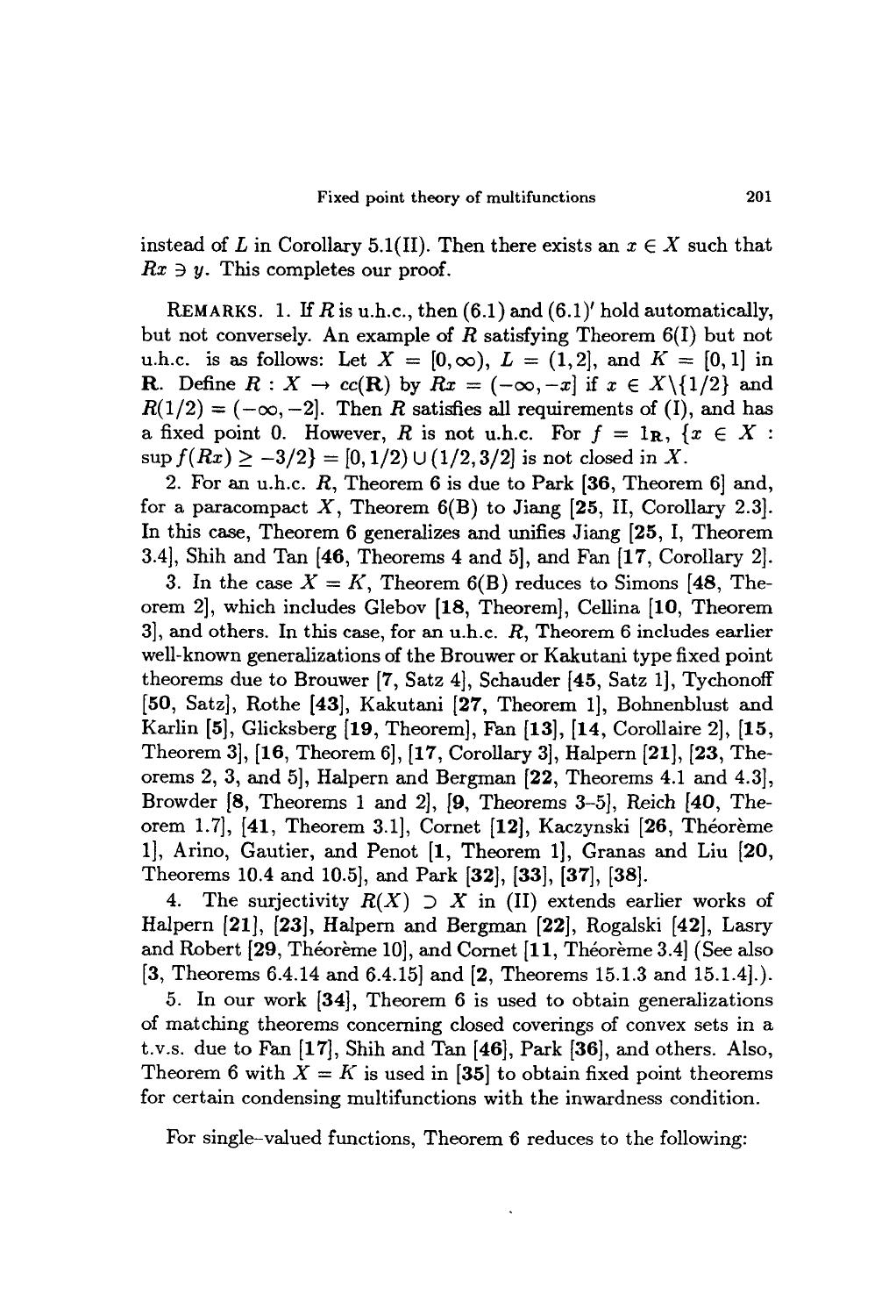instead of $L$ in Corollary 5.1(II). Then there exists an $x \in X$ such that $Rx \ni y$. This completes our proof.

REMARKS. 1. If $R$ is u.h.c., then (6.1) and (6.1)′ hold automatically, but not conversely. An example of $R$ satisfying Theorem 6(I) but not u.h.c. is as follows: Let $X = [0, \infty)$, $L = (1, 2]$, and $K = [0, 1]$ in $\mathbf{R}$. Define $R : X \to cc(\mathbf{R})$ by $Rx = (-\infty, -x]$ if $x \in X \backslash \{1/2\}$ and $R(1/2) = (-\infty, -2]$. Then $R$ satisfies all requirements of (I), and has a fixed point 0. However, $R$ is not u.h.c. For $f = 1_{\mathbf{R}}$, $\{x \in X : \sup f(Rx) \geq -3/2\} = [0, 1/2) \cup (1/2, 3/2]$ is not closed in $X$.

2. For an u.h.c. $R$, Theorem 6 is due to Park [**36**, Theorem 6] and, for a paracompact $X$, Theorem 6(B) to Jiang [**25**, II, Corollary 2.3]. In this case, Theorem 6 generalizes and unifies Jiang [**25**, I, Theorem 3.4], Shih and Tan [**46**, Theorems 4 and 5], and Fan [**17**, Corollary 2].

3. In the case $X = K$, Theorem 6(B) reduces to Simons [**48**, Theorem 2], which includes Glebov [**18**, Theorem], Cellina [**10**, Theorem 3], and others. In this case, for an u.h.c. $R$, Theorem 6 includes earlier well-known generalizations of the Brouwer or Kakutani type fixed point theorems due to Brouwer [**7**, Satz 4], Schauder [**45**, Satz 1], Tychonoff [**50**, Satz], Rothe [**43**], Kakutani [**27**, Theorem 1], Bohnenblust and Karlin [**5**], Glicksberg [**19**, Theorem], Fan [**13**], [**14**, Corollaire 2], [**15**, Theorem 3], [**16**, Theorem 6], [**17**, Corollary 3], Halpern [**21**], [**23**, Theorems 2, 3, and 5], Halpern and Bergman [**22**, Theorems 4.1 and 4.3], Browder [**8**, Theorems 1 and 2], [**9**, Theorems 3–5], Reich [**40**, Theorem 1.7], [**41**, Theorem 3.1], Cornet [**12**], Kaczynski [**26**, Théorème 1], Arino, Gautier, and Penot [**1**, Theorem 1], Granas and Liu [**20**, Theorems 10.4 and 10.5], and Park [**32**], [**33**], [**37**], [**38**].

4. The surjectivity $R(X) \supset X$ in (II) extends earlier works of Halpern [**21**], [**23**], Halpern and Bergman [**22**], Rogalski [**42**], Lasry and Robert [**29**, Théorème 10], and Cornet [**11**, Théorème 3.4] (See also [**3**, Theorems 6.4.14 and 6.4.15] and [**2**, Theorems 15.1.3 and 15.1.4].).

5. In our work [**34**], Theorem 6 is used to obtain generalizations of matching theorems concerning closed coverings of convex sets in a t.v.s. due to Fan [**17**], Shih and Tan [**46**], Park [**36**], and others. Also, Theorem 6 with $X = K$ is used in [**35**] to obtain fixed point theorems for certain condensing multifunctions with the inwardness condition.

For single-valued functions, Theorem 6 reduces to the following: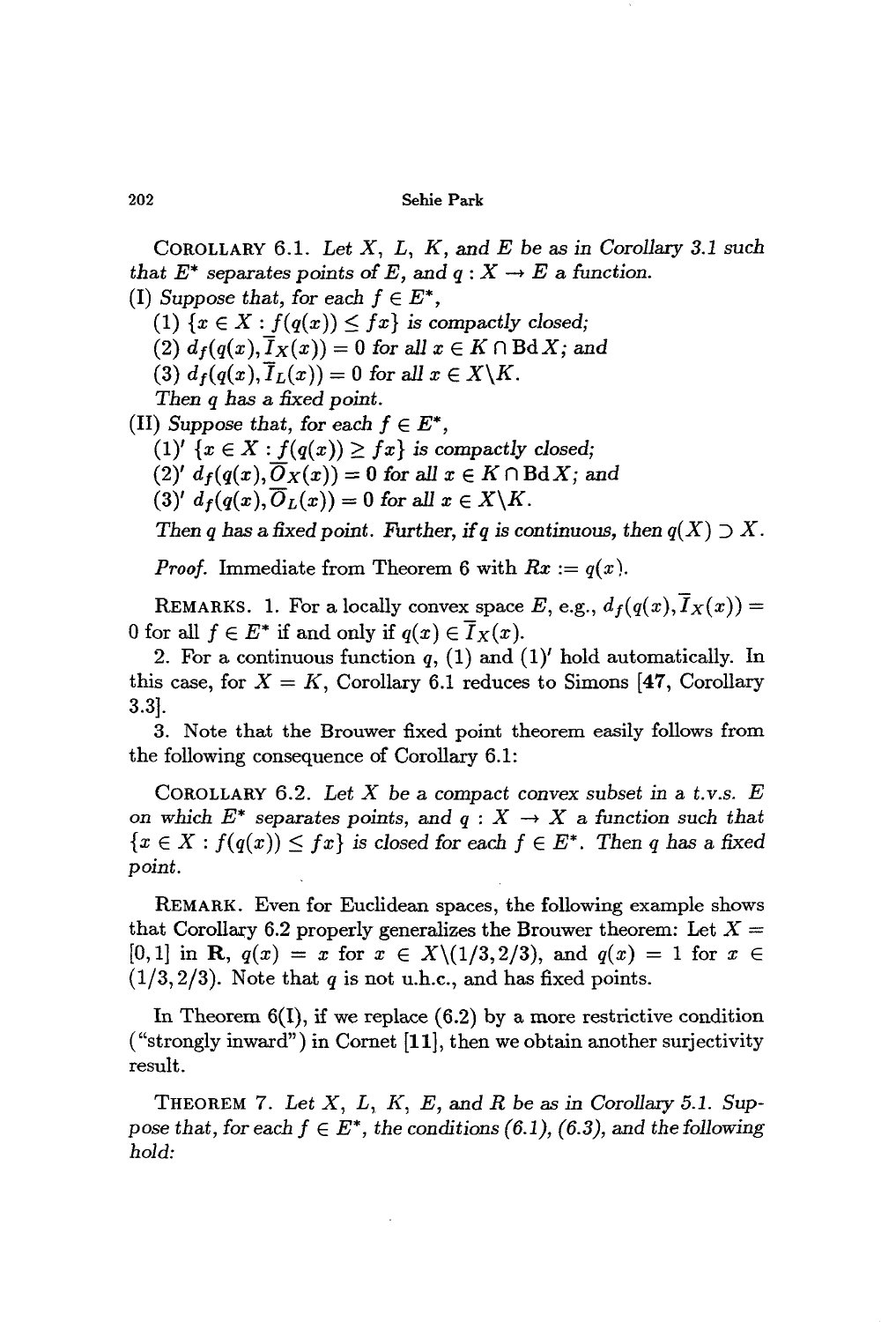COROLLARY 6.1. *Let $X$, $L$, $K$, and $E$ be as in Corollary 3.1 such that $E^*$ separates points of $E$, and $q : X \to E$ a function.*

(I) *Suppose that, for each $f \in E^*$,*

(1) $\{x \in X : f(q(x)) \leq fx\}$ *is compactly closed;*

(2) $d_f(q(x), \overline{I}_X(x)) = 0$ *for all $x \in K \cap \operatorname{Bd} X$; and*

(3) $d_f(q(x), \overline{I}_L(x)) = 0$ *for all $x \in X \backslash K$.*

*Then $q$ has a fixed point.*

(II) *Suppose that, for each $f \in E^*$,*

(1)′ $\{x \in X : f(q(x)) \geq fx\}$ *is compactly closed;*

(2)′ $d_f(q(x), \overline{O}_X(x)) = 0$ *for all $x \in K \cap \operatorname{Bd} X$; and*

(3)′ $d_f(q(x), \overline{O}_L(x)) = 0$ *for all $x \in X \backslash K$.*

*Then $q$ has a fixed point. Further, if $q$ is continuous, then $q(X) \supset X$.*

*Proof.* Immediate from Theorem 6 with $Rx := q(x)$.

REMARKS. 1. For a locally convex space $E$, e.g., $d_f(q(x), \overline{I}_X(x)) = 0$ for all $f \in E^*$ if and only if $q(x) \in \overline{I}_X(x)$.

2. For a continuous function $q$, (1) and (1)′ hold automatically. In this case, for $X = K$, Corollary 6.1 reduces to Simons [**47**, Corollary 3.3].

3. Note that the Brouwer fixed point theorem easily follows from the following consequence of Corollary 6.1:

COROLLARY 6.2. *Let $X$ be a compact convex subset in a t.v.s. $E$ on which $E^*$ separates points, and $q : X \to X$ a function such that $\{x \in X : f(q(x)) \leq fx\}$ is closed for each $f \in E^*$. Then $q$ has a fixed point.*

REMARK. Even for Euclidean spaces, the following example shows that Corollary 6.2 properly generalizes the Brouwer theorem: Let $X = [0,1]$ in $\mathbf{R}$, $q(x) = x$ for $x \in X \backslash (1/3, 2/3)$, and $q(x) = 1$ for $x \in (1/3, 2/3)$. Note that $q$ is not u.h.c., and has fixed points.

In Theorem 6(I), if we replace (6.2) by a more restrictive condition ("strongly inward") in Cornet [**11**], then we obtain another surjectivity result.

THEOREM 7. *Let $X$, $L$, $K$, $E$, and $R$ be as in Corollary 5.1. Suppose that, for each $f \in E^*$, the conditions (6.1), (6.3), and the following hold:*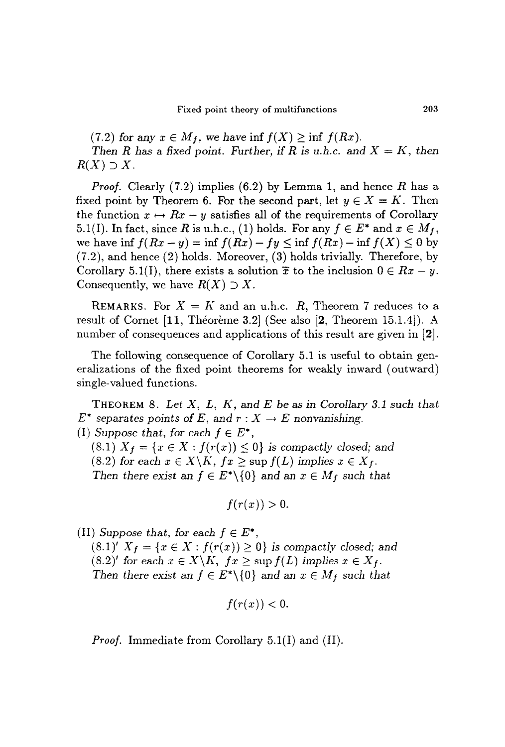(7.2) *for any* $x \in M_f$, *we have* $\inf f(X) \geq \inf f(Rx)$.

*Then* $R$ *has a fixed point. Further, if* $R$ *is u.h.c. and* $X = K$, *then* $R(X) \supset X$.

*Proof.* Clearly (7.2) implies (6.2) by Lemma 1, and hence $R$ has a fixed point by Theorem 6. For the second part, let $y \in X = K$. Then the function $x \mapsto Rx - y$ satisfies all of the requirements of Corollary 5.1(I). In fact, since $R$ is u.h.c., (1) holds. For any $f \in E^*$ and $x \in M_f$, we have $\inf f(Rx - y) = \inf f(Rx) - fy \leq \inf f(Rx) - \inf f(X) \leq 0$ by (7.2), and hence (2) holds. Moreover, (3) holds trivially. Therefore, by Corollary 5.1(I), there exists a solution $\overline{x}$ to the inclusion $0 \in Rx - y$. Consequently, we have $R(X) \supset X$.

REMARKS. For $X = K$ and an u.h.c. $R$, Theorem 7 reduces to a result of Cornet [**11**, Théorème 3.2] (See also [**2**, Theorem 15.1.4]). A number of consequences and applications of this result are given in [**2**].

The following consequence of Corollary 5.1 is useful to obtain generalizations of the fixed point theorems for weakly inward (outward) single-valued functions.

THEOREM 8. *Let* $X$, $L$, $K$, *and* $E$ *be as in Corollary 3.1 such that* $E^*$ *separates points of* $E$, *and* $r : X \to E$ *nonvanishing.*

(I) *Suppose that, for each* $f \in E^*$,

(8.1) $X_f = \{x \in X : f(r(x)) \leq 0\}$ *is compactly closed; and*

(8.2) *for each* $x \in X \backslash K$, $fx \geq \sup f(L)$ *implies* $x \in X_f$.

*Then there exist an* $f \in E^* \backslash \{0\}$ *and an* $x \in M_f$ *such that*

$$f(r(x)) > 0.$$

(II) *Suppose that, for each* $f \in E^*$,

(8.1)′ $X_f = \{x \in X : f(r(x)) \geq 0\}$ *is compactly closed; and*

(8.2)′ *for each* $x \in X \backslash K$, $fx \geq \sup f(L)$ *implies* $x \in X_f$.

*Then there exist an* $f \in E^* \backslash \{0\}$ *and an* $x \in M_f$ *such that*

$$f(r(x)) < 0.$$

*Proof.* Immediate from Corollary 5.1(I) and (II).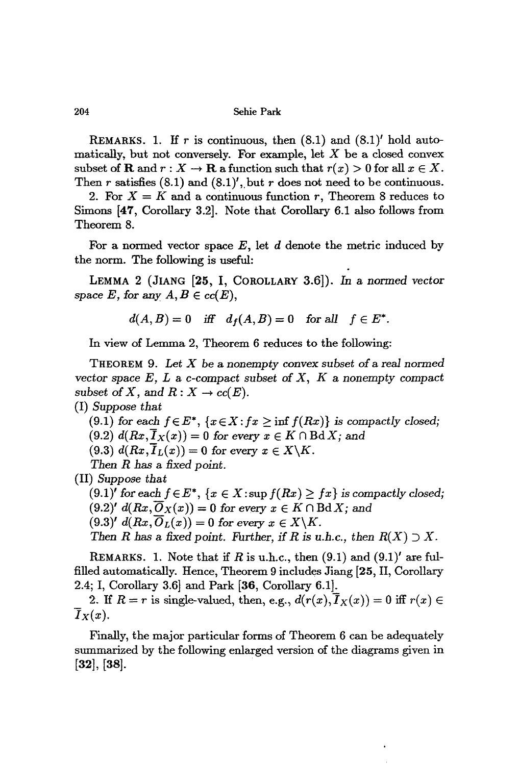REMARKS. 1. If $r$ is continuous, then (8.1) and (8.1)′ hold automatically, but not conversely. For example, let $X$ be a closed convex subset of $\mathbf{R}$ and $r : X \to \mathbf{R}$ a function such that $r(x) > 0$ for all $x \in X$. Then $r$ satisfies (8.1) and (8.1)′, but $r$ does not need to be continuous.

2. For $X = K$ and a continuous function $r$, Theorem 8 reduces to Simons [**47**, Corollary 3.2]. Note that Corollary 6.1 also follows from Theorem 8.

For a normed vector space $E$, let $d$ denote the metric induced by the norm. The following is useful:

LEMMA 2 (JIANG [**25**, I, COROLLARY 3.6]). *In a normed vector space $E$, for any $A, B \in cc(E)$,*

$$d(A,B) = 0 \quad \text{iff} \quad d_f(A,B) = 0 \quad \text{for all} \quad f \in E^*.$$

In view of Lemma 2, Theorem 6 reduces to the following:

THEOREM 9. *Let $X$ be a nonempty convex subset of a real normed vector space $E$, $L$ a c-compact subset of $X$, $K$ a nonempty compact subset of $X$, and $R : X \to cc(E)$.*

(I) *Suppose that*

(9.1) *for each $f \in E^*$, $\{x \in X : fx \geq \inf f(Rx)\}$ is compactly closed;*

(9.2) *$d(Rx, \overline{I}_X(x)) = 0$ for every $x \in K \cap \operatorname{Bd} X$; and*

(9.3) *$d(Rx, \overline{I}_L(x)) = 0$ for every $x \in X \backslash K$.*

*Then $R$ has a fixed point.*

(II) *Suppose that*

(9.1)′ *for each $f \in E^*$, $\{x \in X : \sup f(Rx) \geq fx\}$ is compactly closed;*

(9.2)′ *$d(Rx, \overline{O}_X(x)) = 0$ for every $x \in K \cap \operatorname{Bd} X$; and*

(9.3)′ *$d(Rx, \overline{O}_L(x)) = 0$ for every $x \in X \backslash K$.*

*Then $R$ has a fixed point. Further, if $R$ is u.h.c., then $R(X) \supset X$.*

REMARKS. 1. Note that if $R$ is u.h.c., then (9.1) and (9.1)′ are fulfilled automatically. Hence, Theorem 9 includes Jiang [**25**, II, Corollary 2.4; I, Corollary 3.6] and Park [**36**, Corollary 6.1].

2. If $R = r$ is single-valued, then, e.g., $d(r(x), \overline{I}_X(x)) = 0$ iff $r(x) \in \overline{I}_X(x)$.

Finally, the major particular forms of Theorem 6 can be adequately summarized by the following enlarged version of the diagrams given in [**32**], [**38**].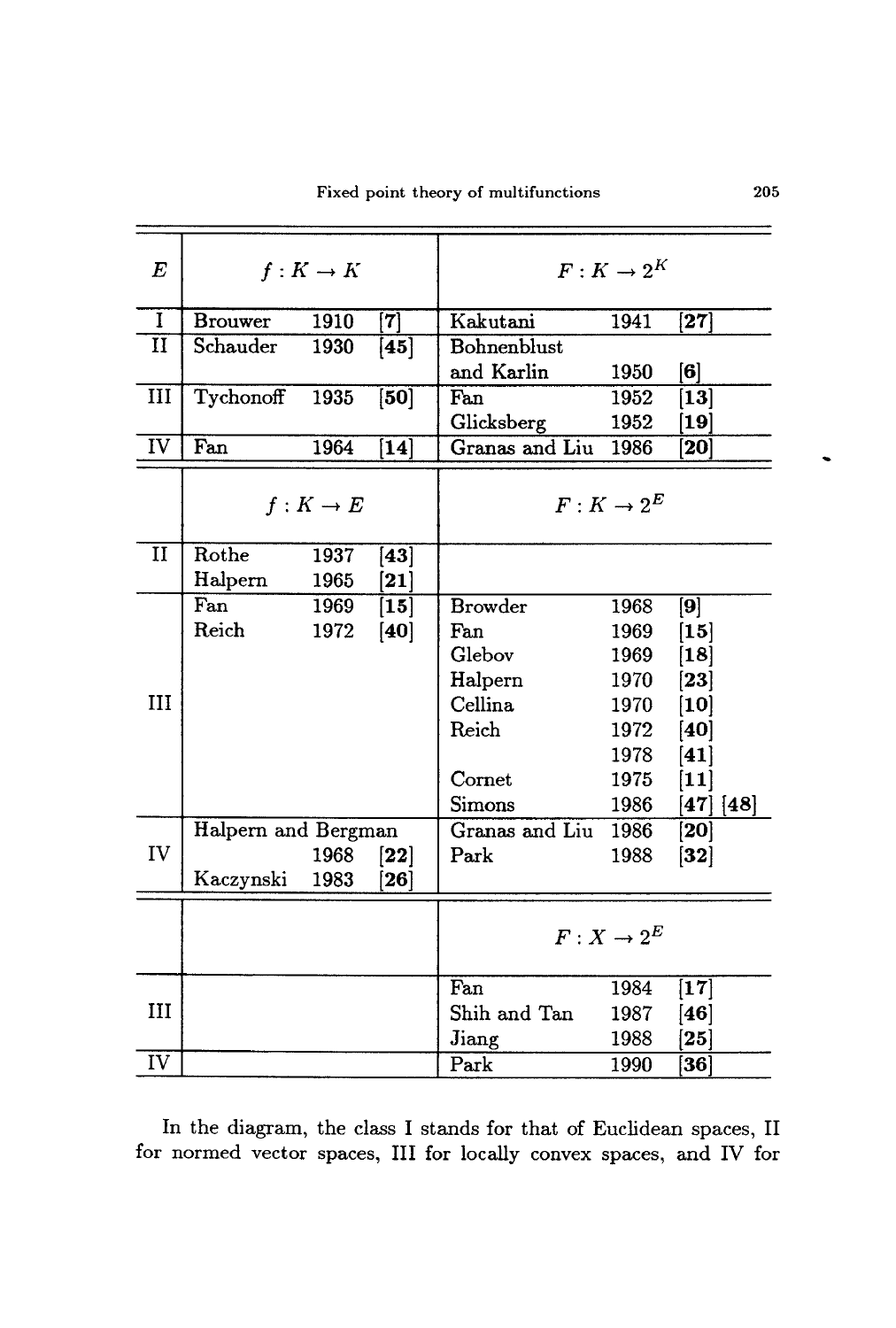| $E$ | $f : K \to K$ | | | $F : K \to 2^K$ | | |
|---|---|---|---|---|---|---|
| I | Brouwer | 1910 | [7] | Kakutani | 1941 | [27] |
| II | Schauder | 1930 | [45] | Bohnenblust and Karlin | 1950 | [6] |
| III | Tychonoff | 1935 | [50] | Fan | 1952 | [13] |
| | | | | Glicksberg | 1952 | [19] |
| IV | Fan | 1964 | [14] | Granas and Liu | 1986 | [20] |
| | $f : K \to E$ | | | $F : K \to 2^E$ | | |
| II | Rothe | 1937 | [43] | | | |
| | Halpern | 1965 | [21] | | | |
| III | Fan | 1969 | [15] | Browder | 1968 | [9] |
| | Reich | 1972 | [40] | Fan | 1969 | [15] |
| | | | | Glebov | 1969 | [18] |
| | | | | Halpern | 1970 | [23] |
| | | | | Cellina | 1970 | [10] |
| | | | | Reich | 1972 | [40] |
| | | | | | 1978 | [41] |
| | | | | Cornet | 1975 | [11] |
| | | | | Simons | 1986 | [47] [48] |
| IV | Halpern and Bergman | 1968 | [22] | Granas and Liu | 1986 | [20] |
| | | | | Park | 1988 | [32] |
| | Kaczynski | 1983 | [26] | | | |
| | | | | $F : X \to 2^E$ | | |
| III | | | | Fan | 1984 | [17] |
| | | | | Shih and Tan | 1987 | [46] |
| | | | | Jiang | 1988 | [25] |
| IV | | | | Park | 1990 | [36] |

In the diagram, the class I stands for that of Euclidean spaces, II for normed vector spaces, III for locally convex spaces, and IV for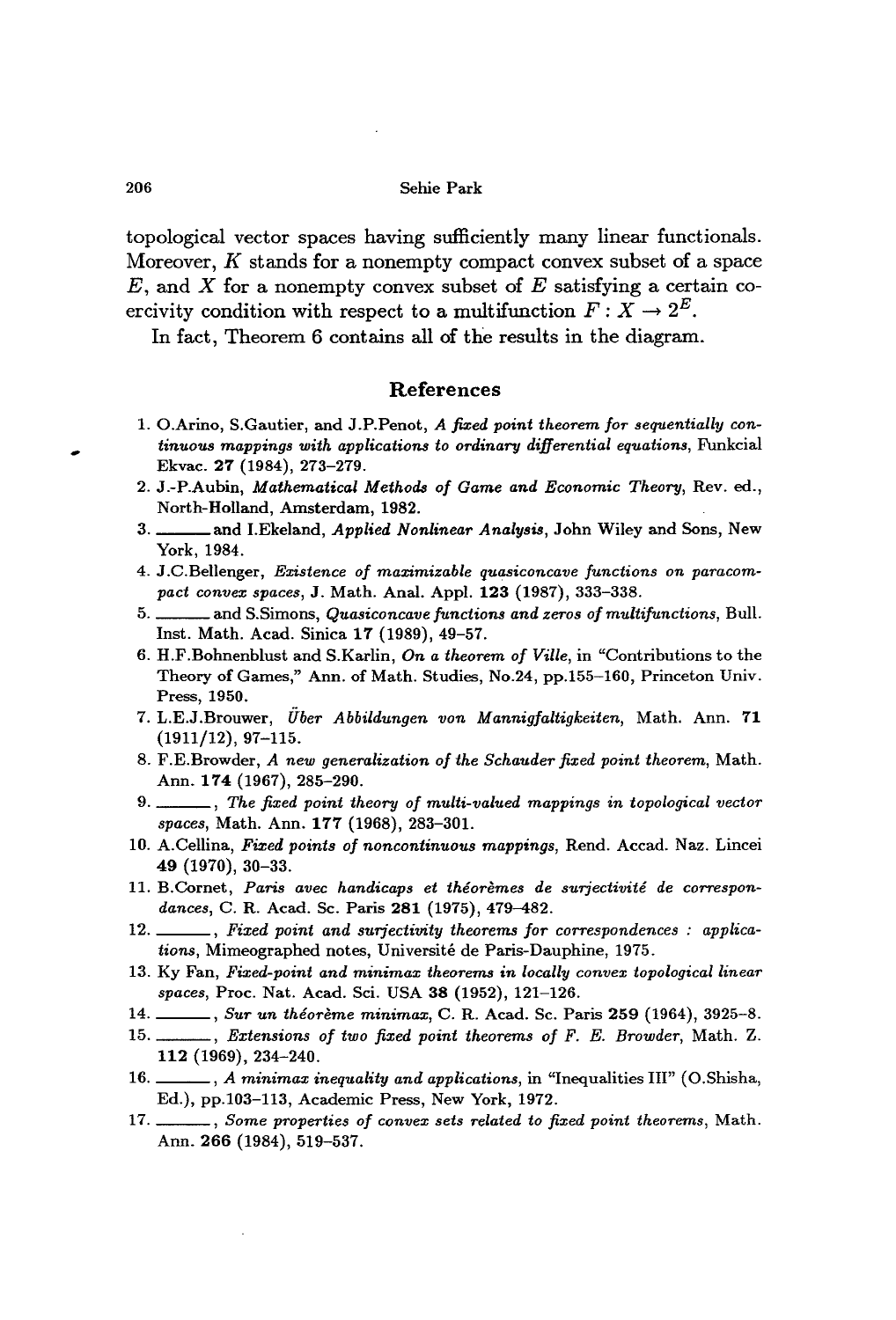topological vector spaces having sufficiently many linear functionals. Moreover, $K$ stands for a nonempty compact convex subset of a space $E$, and $X$ for a nonempty convex subset of $E$ satisfying a certain coercivity condition with respect to a multifunction $F : X \to 2^E$.

In fact, Theorem 6 contains all of the results in the diagram.

## References

1. O.Arino, S.Gautier, and J.P.Penot, *A fixed point theorem for sequentially continuous mappings with applications to ordinary differential equations*, Funkcial Ekvac. **27** (1984), 273–279.
2. J.-P.Aubin, *Mathematical Methods of Game and Economic Theory*, Rev. ed., North-Holland, Amsterdam, 1982.
3. ______ and I.Ekeland, *Applied Nonlinear Analysis*, John Wiley and Sons, New York, 1984.
4. J.C.Bellenger, *Existence of maximizable quasiconcave functions on paracompact convex spaces*, J. Math. Anal. Appl. **123** (1987), 333–338.
5. ______ and S.Simons, *Quasiconcave functions and zeros of multifunctions*, Bull. Inst. Math. Acad. Sinica **17** (1989), 49–57.
6. H.F.Bohnenblust and S.Karlin, *On a theorem of Ville*, in "Contributions to the Theory of Games," Ann. of Math. Studies, No.24, pp.155–160, Princeton Univ. Press, 1950.
7. L.E.J.Brouwer, *Über Abbildungen von Mannigfaltigkeiten*, Math. Ann. **71** (1911/12), 97–115.
8. F.E.Browder, *A new generalization of the Schauder fixed point theorem*, Math. Ann. **174** (1967), 285–290.
9. ______, *The fixed point theory of multi-valued mappings in topological vector spaces*, Math. Ann. **177** (1968), 283–301.
10. A.Cellina, *Fixed points of noncontinuous mappings*, Rend. Accad. Naz. Lincei **49** (1970), 30–33.
11. B.Cornet, *Paris avec handicaps et théorèmes de surjectivité de correspondances*, C. R. Acad. Sc. Paris **281** (1975), 479–482.
12. ______, *Fixed point and surjectivity theorems for correspondences : applications*, Mimeographed notes, Université de Paris-Dauphine, 1975.
13. Ky Fan, *Fixed-point and minimax theorems in locally convex topological linear spaces*, Proc. Nat. Acad. Sci. USA **38** (1952), 121–126.
14. ______, *Sur un théorème minimax*, C. R. Acad. Sc. Paris **259** (1964), 3925–8.
15. ______, *Extensions of two fixed point theorems of F. E. Browder*, Math. Z. **112** (1969), 234–240.
16. ______, *A minimax inequality and applications*, in "Inequalities III" (O.Shisha, Ed.), pp.103–113, Academic Press, New York, 1972.
17. ______, *Some properties of convex sets related to fixed point theorems*, Math. Ann. **266** (1984), 519–537.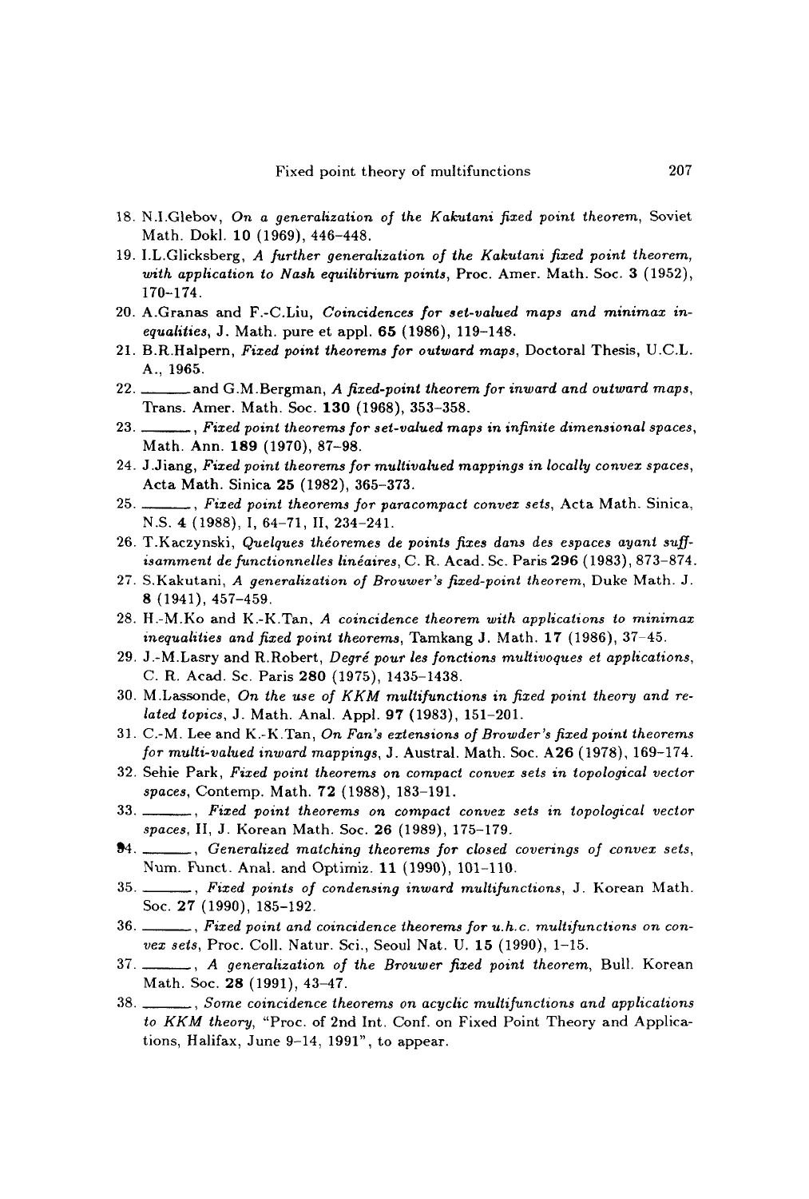18. N.I.Glebov, *On a generalization of the Kakutani fixed point theorem*, Soviet Math. Dokl. **10** (1969), 446–448.
19. I.L.Glicksberg, *A further generalization of the Kakutani fixed point theorem, with application to Nash equilibrium points*, Proc. Amer. Math. Soc. **3** (1952), 170–174.
20. A.Granas and F.-C.Liu, *Coincidences for set-valued maps and minimax inequalities*, J. Math. pure et appl. **65** (1986), 119–148.
21. B.R.Halpern, *Fixed point theorems for outward maps*, Doctoral Thesis, U.C.L. A., 1965.
22. ______ and G.M.Bergman, *A fixed-point theorem for inward and outward maps*, Trans. Amer. Math. Soc. **130** (1968), 353–358.
23. ______, *Fixed point theorems for set-valued maps in infinite dimensional spaces*, Math. Ann. **189** (1970), 87–98.
24. J.Jiang, *Fixed point theorems for multivalued mappings in locally convex spaces*, Acta Math. Sinica **25** (1982), 365–373.
25. ______, *Fixed point theorems for paracompact convex sets*, Acta Math. Sinica, N.S. **4** (1988), I, 64–71, II, 234–241.
26. T.Kaczynski, *Quelques théoremes de points fixes dans des espaces ayant suffisamment de functionnelles linéaires*, C. R. Acad. Sc. Paris **296** (1983), 873–874.
27. S.Kakutani, *A generalization of Brouwer's fixed-point theorem*, Duke Math. J. **8** (1941), 457–459.
28. H.-M.Ko and K.-K.Tan, *A coincidence theorem with applications to minimax inequalities and fixed point theorems*, Tamkang J. Math. **17** (1986), 37–45.
29. J.-M.Lasry and R.Robert, *Degré pour les fonctions multivoques et applications*, C. R. Acad. Sc. Paris **280** (1975), 1435–1438.
30. M.Lassonde, *On the use of KKM multifunctions in fixed point theory and related topics*, J. Math. Anal. Appl. **97** (1983), 151–201.
31. C.-M. Lee and K.-K.Tan, *On Fan's extensions of Browder's fixed point theorems for multi-valued inward mappings*, J. Austral. Math. Soc. **A26** (1978), 169–174.
32. Sehie Park, *Fixed point theorems on compact convex sets in topological vector spaces*, Contemp. Math. **72** (1988), 183–191.
33. ______, *Fixed point theorems on compact convex sets in topological vector spaces*, II, J. Korean Math. Soc. **26** (1989), 175–179.
34. ______, *Generalized matching theorems for closed coverings of convex sets*, Num. Funct. Anal. and Optimiz. **11** (1990), 101–110.
35. ______, *Fixed points of condensing inward multifunctions*, J. Korean Math. Soc. **27** (1990), 185–192.
36. ______, *Fixed point and coincidence theorems for u.h.c. multifunctions on convex sets*, Proc. Coll. Natur. Sci., Seoul Nat. U. **15** (1990), 1–15.
37. ______, *A generalization of the Brouwer fixed point theorem*, Bull. Korean Math. Soc. **28** (1991), 43–47.
38. ______, *Some coincidence theorems on acyclic multifunctions and applications to KKM theory*, "Proc. of 2nd Int. Conf. on Fixed Point Theory and Applications, Halifax, June 9–14, 1991", to appear.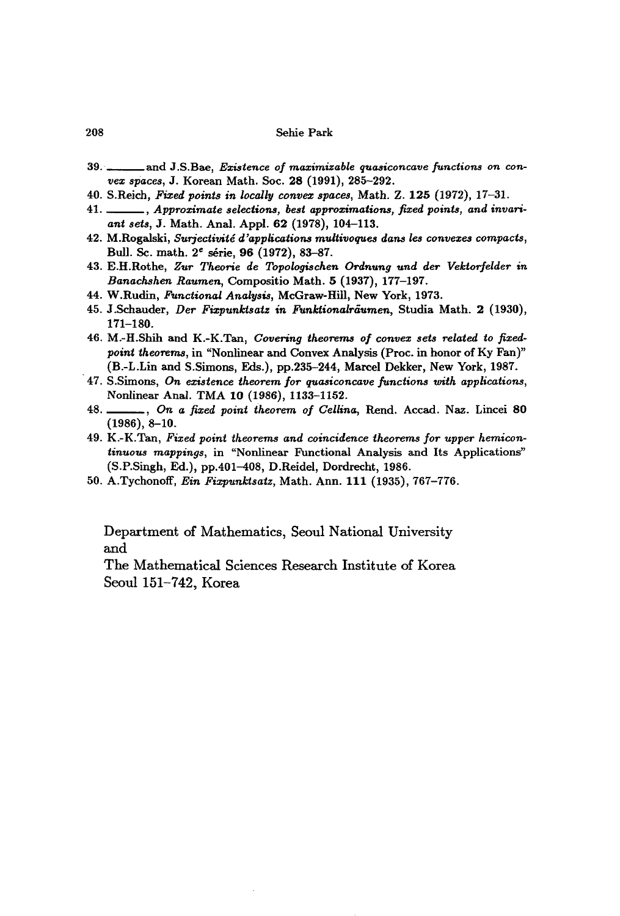39. ——— and J.S.Bae, *Existence of maximizable quasiconcave functions on convex spaces*, J. Korean Math. Soc. **28** (1991), 285–292.
40. S.Reich, *Fixed points in locally convex spaces*, Math. Z. **125** (1972), 17–31.
41. ———, *Approximate selections, best approximations, fixed points, and invariant sets*, J. Math. Anal. Appl. **62** (1978), 104–113.
42. M.Rogalski, *Surjectivité d'applications multivoques dans les convexes compacts*, Bull. Sc. math. 2[e] série, **96** (1972), 83–87.
43. E.H.Rothe, *Zur Theorie de Topologischen Ordnung und der Vektorfelder in Banachshen Raumen*, Compositio Math. **5** (1937), 177–197.
44. W.Rudin, *Functional Analysis*, McGraw-Hill, New York, 1973.
45. J.Schauder, *Der Fixpunktsatz in Funktionalräumen*, Studia Math. **2** (1930), 171–180.
46. M.-H.Shih and K.-K.Tan, *Covering theorems of convex sets related to fixed-point theorems*, in "Nonlinear and Convex Analysis (Proc. in honor of Ky Fan)" (B.-L.Lin and S.Simons, Eds.), pp.235–244, Marcel Dekker, New York, 1987.
47. S.Simons, *On existence theorem for quasiconcave functions with applications*, Nonlinear Anal. TMA **10** (1986), 1133–1152.
48. ———, *On a fixed point theorem of Cellina*, Rend. Accad. Naz. Lincei **80** (1986), 8–10.
49. K.-K.Tan, *Fixed point theorems and coincidence theorems for upper hemicontinuous mappings*, in "Nonlinear Functional Analysis and Its Applications" (S.P.Singh, Ed.), pp.401–408, D.Reidel, Dordrecht, 1986.
50. A.Tychonoff, *Ein Fixpunktsatz*, Math. Ann. **111** (1935), 767–776.

Department of Mathematics, Seoul National University
and
The Mathematical Sciences Research Institute of Korea
Seoul 151–742, Korea